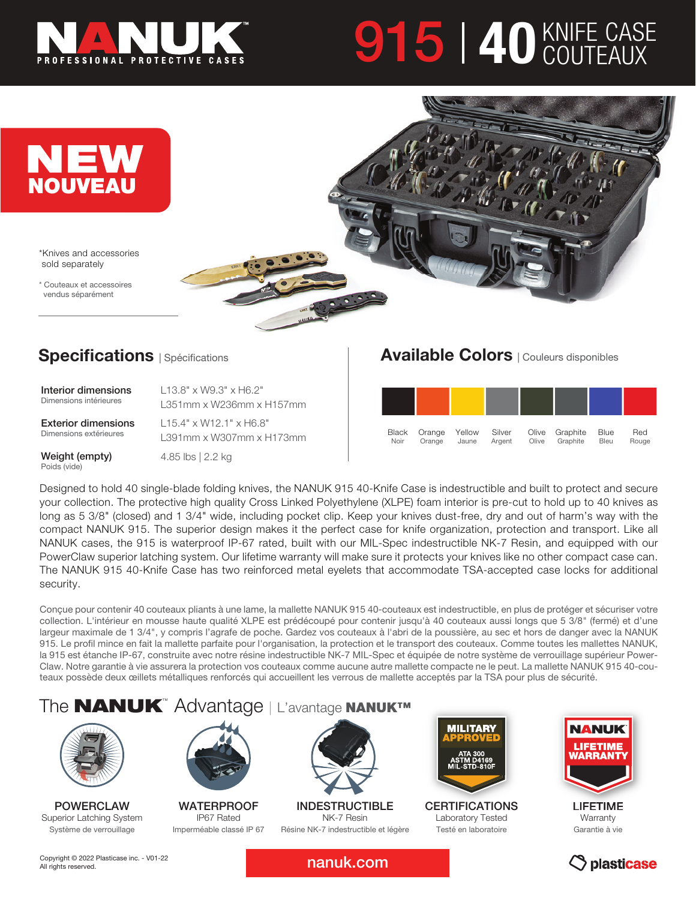# NANUK PROFESSIONAL PROTECTIVE CASES

# 915 | 40 KNIFE CASE COUTEAUX

**NEW**
**NOUVEAU**

*Knives and accessories sold separately

* Couteaux et accessoires vendus séparément

## Specifications | Spécifications

| | |
|---|---|
| **Interior dimensions** Dimensions intérieures | L13.8" x W9.3" x H6.2" L351mm x W236mm x H157mm |
| **Exterior dimensions** Dimensions extérieures | L15.4" x W12.1" x H6.8" L391mm x W307mm x H173mm |
| **Weight (empty)** Poids (vide) | 4.85 lbs \| 2.2 kg |

## Available Colors | Couleurs disponibles

| Black | Orange | Yellow | Silver | Olive | Graphite | Blue | Red |
|---|---|---|---|---|---|---|---|
| Noir | Orange | Jaune | Argent | Olive | Graphite | Bleu | Rouge |

Designed to hold 40 single-blade folding knives, the NANUK 915 40-Knife Case is indestructible and built to protect and secure your collection. The protective high quality Cross Linked Polyethylene (XLPE) foam interior is pre-cut to hold up to 40 knives as long as 5 3/8" (closed) and 1 3/4" wide, including pocket clip. Keep your knives dust-free, dry and out of harm's way with the compact NANUK 915. The superior design makes it the perfect case for knife organization, protection and transport. Like all NANUK cases, the 915 is waterproof IP-67 rated, built with our MIL-Spec indestructible NK-7 Resin, and equipped with our PowerClaw superior latching system. Our lifetime warranty will make sure it protects your knives like no other compact case can. The NANUK 915 40-Knife Case has two reinforced metal eyelets that accommodate TSA-accepted case locks for additional security.

Conçue pour contenir 40 couteaux pliants à une lame, la mallette NANUK 915 40-couteaux est indestructible, en plus de protéger et sécuriser votre collection. L'intérieur en mousse haute qualité XLPE est prédécoupé pour contenir jusqu'à 40 couteaux aussi longs que 5 3/8" (fermé) et d'une largeur maximale de 1 3/4", y compris l'agrafe de poche. Gardez vos couteaux à l'abri de la poussière, au sec et hors de danger avec la NANUK 915. Le profil mince en fait la mallette parfaite pour l'organisation, la protection et le transport des couteaux. Comme toutes les mallettes NANUK, la 915 est étanche IP-67, construite avec notre résine indestructible NK-7 MIL-Spec et équipée de notre système de verrouillage supérieur PowerClaw. Notre garantie à vie assurera la protection vos couteaux comme aucune autre mallette compacte ne le peut. La mallette NANUK 915 40-couteaux possède deux œillets métalliques renforcés qui accueillent les verrous de mallette acceptés par la TSA pour plus de sécurité.

## The NANUK™ Advantage | L'avantage NANUK™

- **POWERCLAW** — Superior Latching System — Système de verrouillage
- **WATERPROOF** — IP67 Rated — Imperméable classé IP 67
- **INDESTRUCTIBLE** — NK-7 Resin — Résine NK-7 indestructible et légère
- **CERTIFICATIONS** — Laboratory Tested — Testé en laboratoire (MILITARY APPROVED: ATA 300, ASTM D4169, MIL-STD-810F)
- **LIFETIME** — Warranty — Garantie à vie (NANUK LIFETIME WARRANTY)

Copyright © 2022 Plasticase inc. - V01-22
All rights reserved.

nanuk.com

plasticase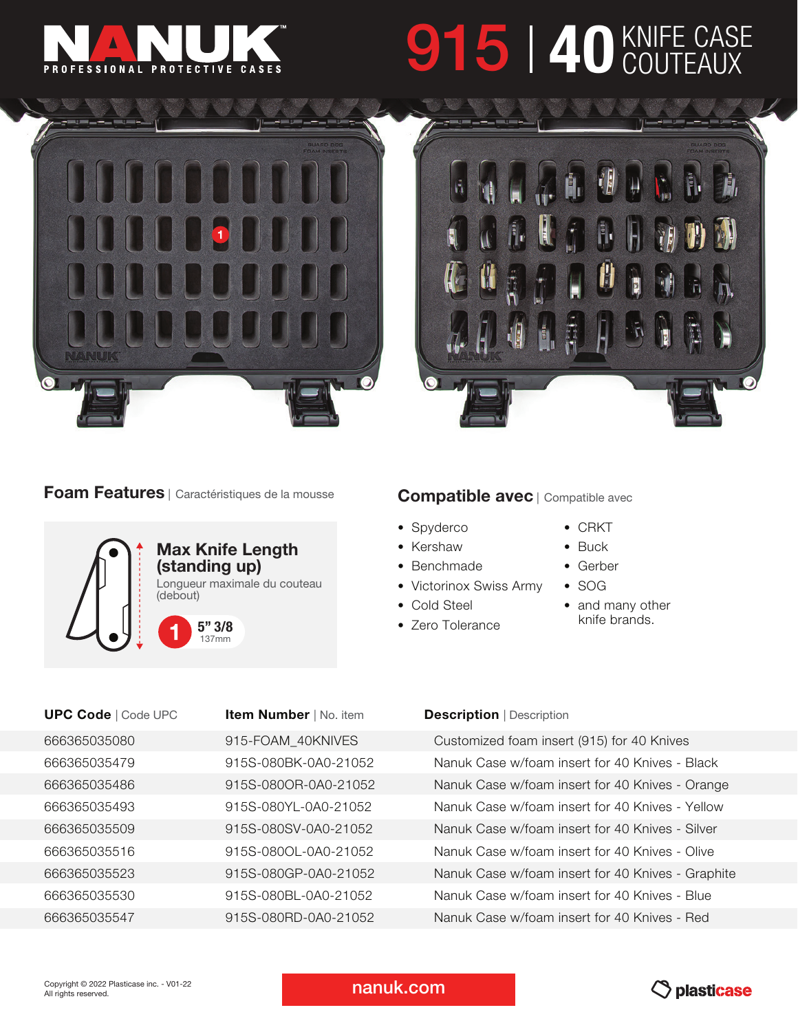# NANUK

PROFESSIONAL PROTECTIVE CASES

# 915 | 40 KNIFE CASE COUTEAUX

## Foam Features | Caractéristiques de la mousse

**Max Knife Length (standing up)**

Longueur maximale du couteau (debout)

1 — 5" 3/8 137mm

## Compatible avec | Compatible avec

- Spyderco
- Kershaw
- Benchmade
- Victorinox Swiss Army
- Cold Steel
- Zero Tolerance
- CRKT
- Buck
- Gerber
- SOG
- and many other knife brands.

| **UPC Code** \| Code UPC | **Item Number** \| No. item | **Description** \| Description |
|---|---|---|
| 666365035080 | 915-FOAM_40KNIVES | Customized foam insert (915) for 40 Knives |
| 666365035479 | 915S-080BK-0A0-21052 | Nanuk Case w/foam insert for 40 Knives - Black |
| 666365035486 | 915S-080OR-0A0-21052 | Nanuk Case w/foam insert for 40 Knives - Orange |
| 666365035493 | 915S-080YL-0A0-21052 | Nanuk Case w/foam insert for 40 Knives - Yellow |
| 666365035509 | 915S-080SV-0A0-21052 | Nanuk Case w/foam insert for 40 Knives - Silver |
| 666365035516 | 915S-080OL-0A0-21052 | Nanuk Case w/foam insert for 40 Knives - Olive |
| 666365035523 | 915S-080GP-0A0-21052 | Nanuk Case w/foam insert for 40 Knives - Graphite |
| 666365035530 | 915S-080BL-0A0-21052 | Nanuk Case w/foam insert for 40 Knives - Blue |
| 666365035547 | 915S-080RD-0A0-21052 | Nanuk Case w/foam insert for 40 Knives - Red |

Copyright © 2022 Plasticase inc. - V01-22
All rights reserved.

nanuk.com

plasticase